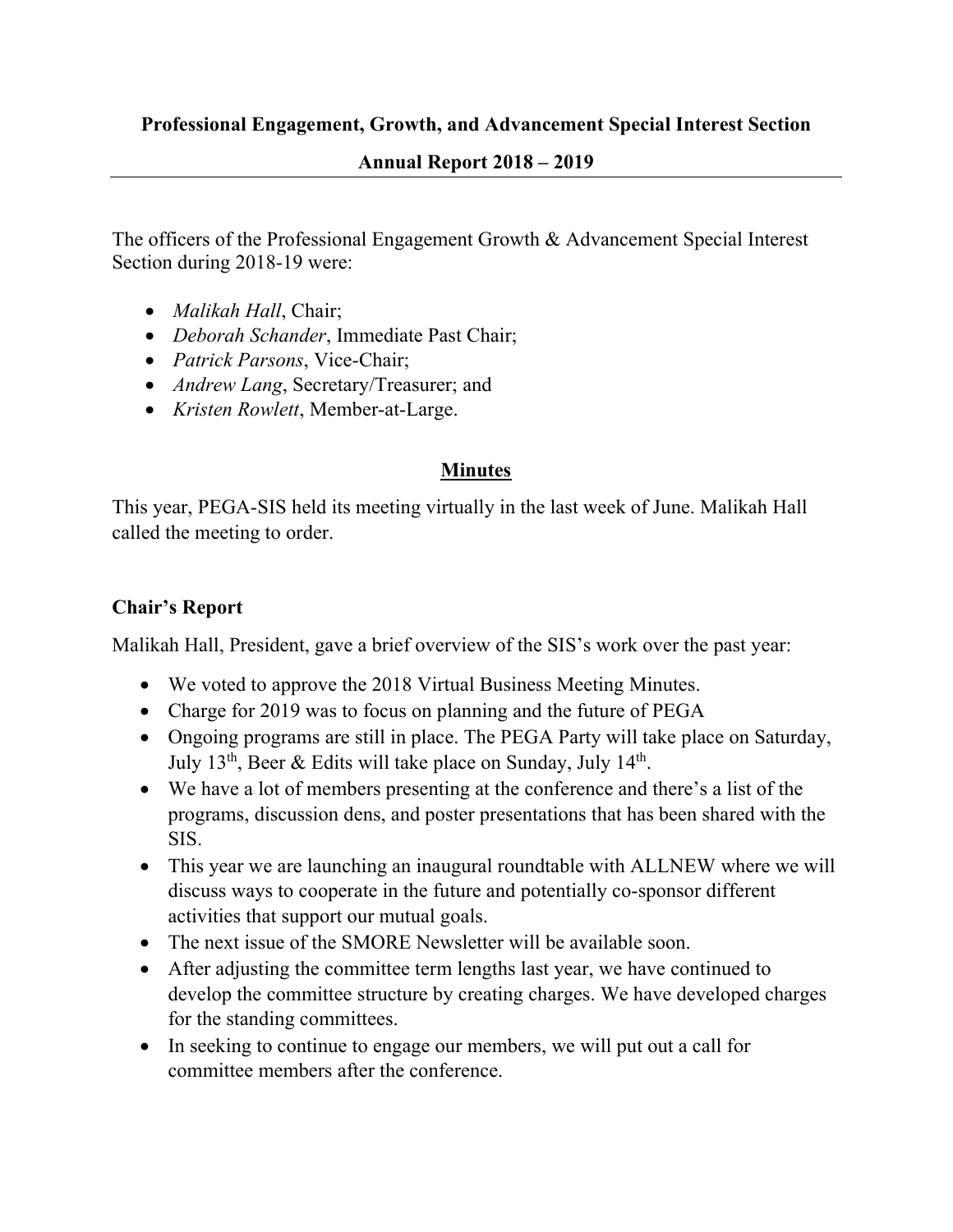**Professional Engagement, Growth, and Advancement Special Interest Section**

**Annual Report 2018 – 2019**

---

The officers of the Professional Engagement Growth & Advancement Special Interest Section during 2018-19 were:

- *Malikah Hall*, Chair;
- *Deborah Schander*, Immediate Past Chair;
- *Patrick Parsons*, Vice-Chair;
- *Andrew Lang*, Secretary/Treasurer; and
- *Kristen Rowlett*, Member-at-Large.

## Minutes

This year, PEGA-SIS held its meeting virtually in the last week of June. Malikah Hall called the meeting to order.

### Chair's Report

Malikah Hall, President, gave a brief overview of the SIS's work over the past year:

- We voted to approve the 2018 Virtual Business Meeting Minutes.
- Charge for 2019 was to focus on planning and the future of PEGA
- Ongoing programs are still in place. The PEGA Party will take place on Saturday, July 13th, Beer & Edits will take place on Sunday, July 14th.
- We have a lot of members presenting at the conference and there's a list of the programs, discussion dens, and poster presentations that has been shared with the SIS.
- This year we are launching an inaugural roundtable with ALLNEW where we will discuss ways to cooperate in the future and potentially co-sponsor different activities that support our mutual goals.
- The next issue of the SMORE Newsletter will be available soon.
- After adjusting the committee term lengths last year, we have continued to develop the committee structure by creating charges. We have developed charges for the standing committees.
- In seeking to continue to engage our members, we will put out a call for committee members after the conference.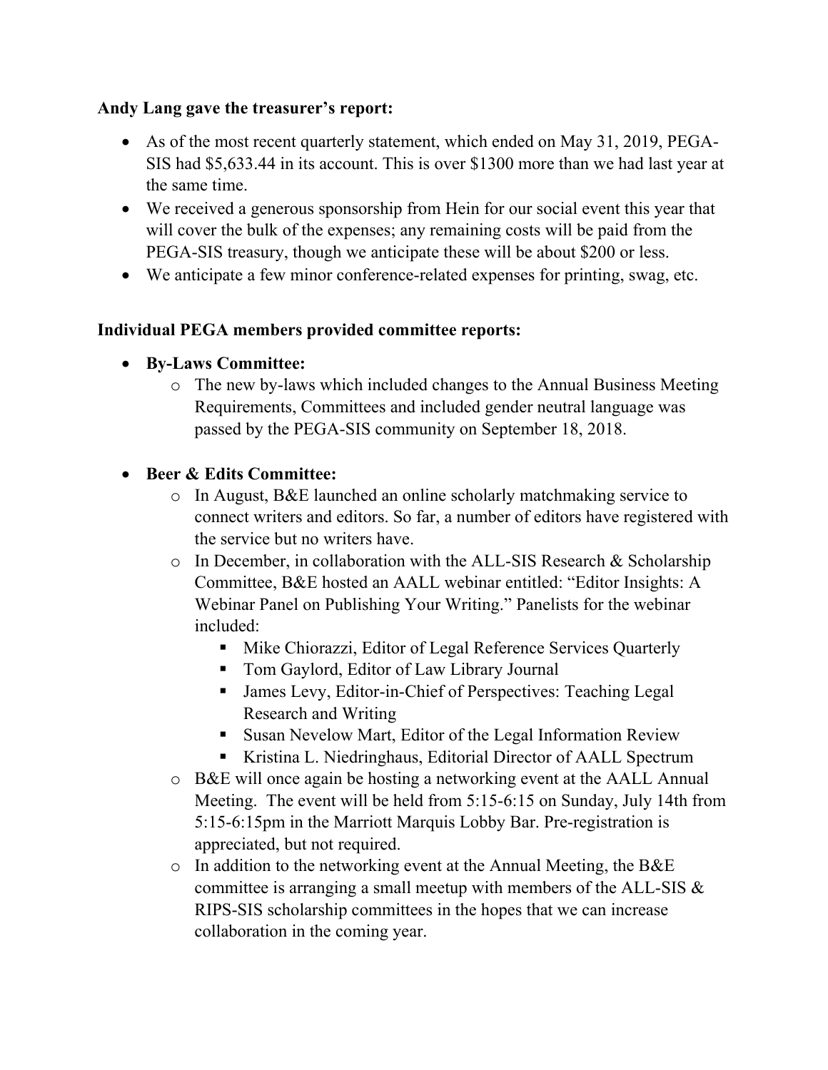**Andy Lang gave the treasurer's report:**

- As of the most recent quarterly statement, which ended on May 31, 2019, PEGA-SIS had $5,633.44 in its account. This is over $1300 more than we had last year at the same time.
- We received a generous sponsorship from Hein for our social event this year that will cover the bulk of the expenses; any remaining costs will be paid from the PEGA-SIS treasury, though we anticipate these will be about $200 or less.
- We anticipate a few minor conference-related expenses for printing, swag, etc.

**Individual PEGA members provided committee reports:**

- **By-Laws Committee:**
  - The new by-laws which included changes to the Annual Business Meeting Requirements, Committees and included gender neutral language was passed by the PEGA-SIS community on September 18, 2018.

- **Beer & Edits Committee:**
  - In August, B&E launched an online scholarly matchmaking service to connect writers and editors. So far, a number of editors have registered with the service but no writers have.
  - In December, in collaboration with the ALL-SIS Research & Scholarship Committee, B&E hosted an AALL webinar entitled: "Editor Insights: A Webinar Panel on Publishing Your Writing." Panelists for the webinar included:
    - Mike Chiorazzi, Editor of Legal Reference Services Quarterly
    - Tom Gaylord, Editor of Law Library Journal
    - James Levy, Editor-in-Chief of Perspectives: Teaching Legal Research and Writing
    - Susan Nevelow Mart, Editor of the Legal Information Review
    - Kristina L. Niedringhaus, Editorial Director of AALL Spectrum
  - B&E will once again be hosting a networking event at the AALL Annual Meeting. The event will be held from 5:15-6:15 on Sunday, July 14th from 5:15-6:15pm in the Marriott Marquis Lobby Bar. Pre-registration is appreciated, but not required.
  - In addition to the networking event at the Annual Meeting, the B&E committee is arranging a small meetup with members of the ALL-SIS & RIPS-SIS scholarship committees in the hopes that we can increase collaboration in the coming year.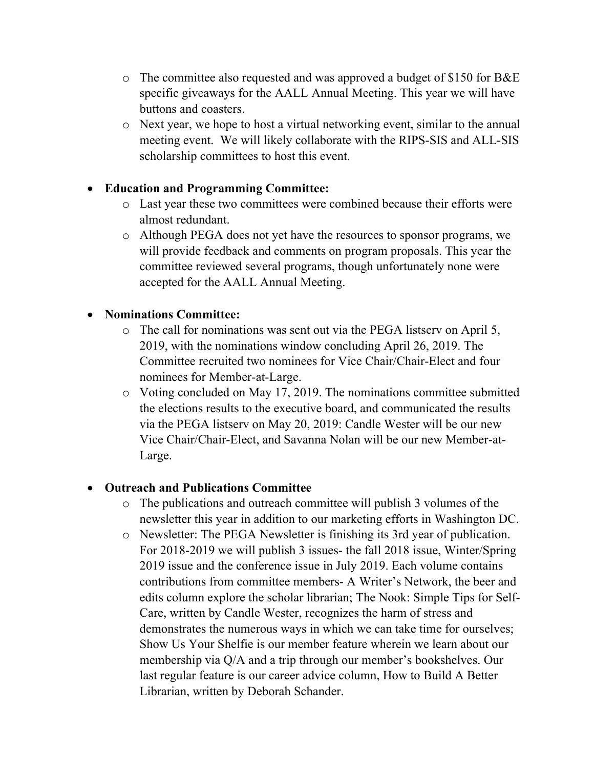- The committee also requested and was approved a budget of $150 for B&E specific giveaways for the AALL Annual Meeting. This year we will have buttons and coasters.
- Next year, we hope to host a virtual networking event, similar to the annual meeting event. We will likely collaborate with the RIPS-SIS and ALL-SIS scholarship committees to host this event.

- **Education and Programming Committee:**
    - Last year these two committees were combined because their efforts were almost redundant.
    - Although PEGA does not yet have the resources to sponsor programs, we will provide feedback and comments on program proposals. This year the committee reviewed several programs, though unfortunately none were accepted for the AALL Annual Meeting.

- **Nominations Committee:**
    - The call for nominations was sent out via the PEGA listserv on April 5, 2019, with the nominations window concluding April 26, 2019. The Committee recruited two nominees for Vice Chair/Chair-Elect and four nominees for Member-at-Large.
    - Voting concluded on May 17, 2019. The nominations committee submitted the elections results to the executive board, and communicated the results via the PEGA listserv on May 20, 2019: Candle Wester will be our new Vice Chair/Chair-Elect, and Savanna Nolan will be our new Member-at-Large.

- **Outreach and Publications Committee**
    - The publications and outreach committee will publish 3 volumes of the newsletter this year in addition to our marketing efforts in Washington DC.
    - Newsletter: The PEGA Newsletter is finishing its 3rd year of publication. For 2018-2019 we will publish 3 issues- the fall 2018 issue, Winter/Spring 2019 issue and the conference issue in July 2019. Each volume contains contributions from committee members- A Writer's Network, the beer and edits column explore the scholar librarian; The Nook: Simple Tips for Self-Care, written by Candle Wester, recognizes the harm of stress and demonstrates the numerous ways in which we can take time for ourselves; Show Us Your Shelfie is our member feature wherein we learn about our membership via Q/A and a trip through our member's bookshelves. Our last regular feature is our career advice column, How to Build A Better Librarian, written by Deborah Schander.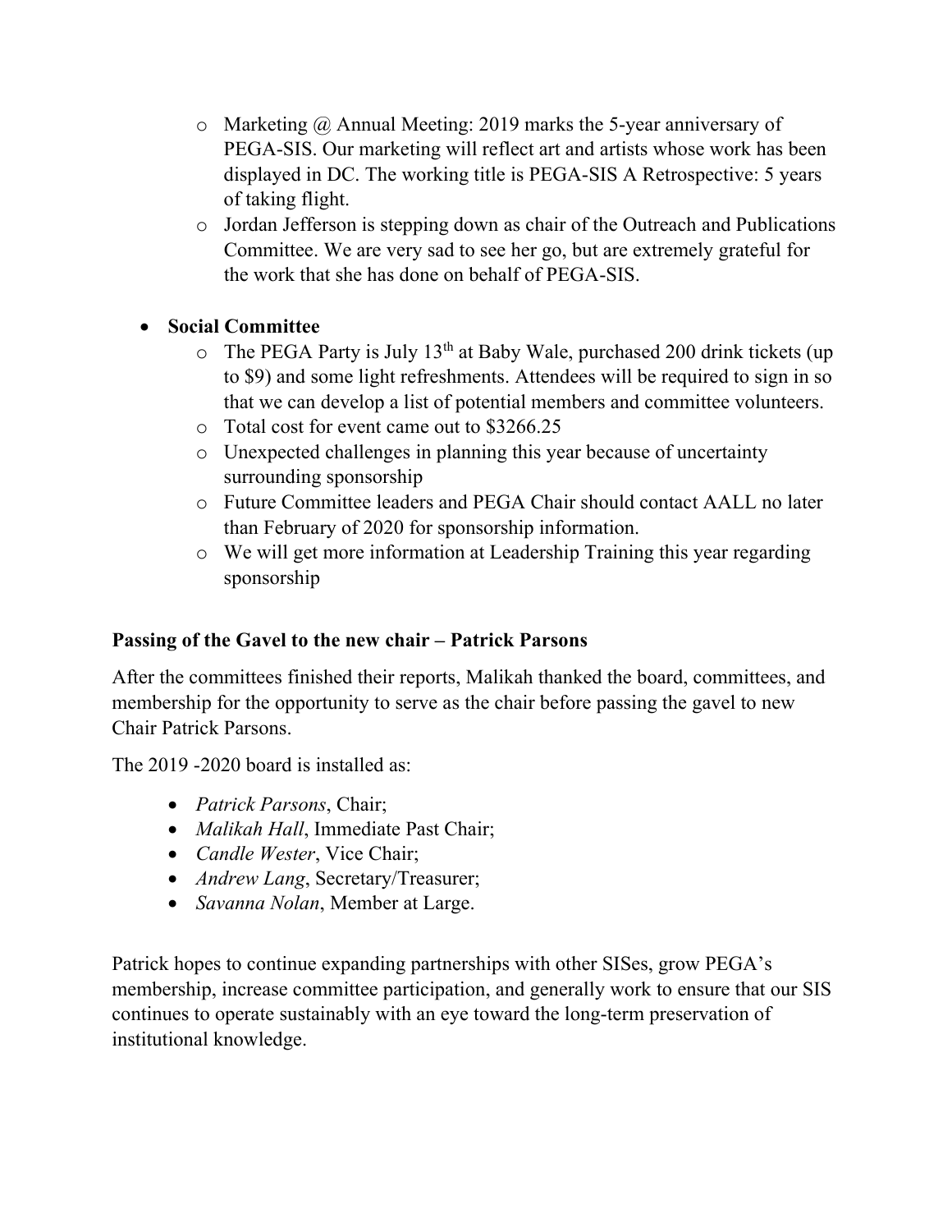- Marketing @ Annual Meeting: 2019 marks the 5-year anniversary of PEGA-SIS. Our marketing will reflect art and artists whose work has been displayed in DC. The working title is PEGA-SIS A Retrospective: 5 years of taking flight.
  - Jordan Jefferson is stepping down as chair of the Outreach and Publications Committee. We are very sad to see her go, but are extremely grateful for the work that she has done on behalf of PEGA-SIS.

- **Social Committee**
  - The PEGA Party is July 13th at Baby Wale, purchased 200 drink tickets (up to $9) and some light refreshments. Attendees will be required to sign in so that we can develop a list of potential members and committee volunteers.
  - Total cost for event came out to $3266.25
  - Unexpected challenges in planning this year because of uncertainty surrounding sponsorship
  - Future Committee leaders and PEGA Chair should contact AALL no later than February of 2020 for sponsorship information.
  - We will get more information at Leadership Training this year regarding sponsorship

**Passing of the Gavel to the new chair – Patrick Parsons**

After the committees finished their reports, Malikah thanked the board, committees, and membership for the opportunity to serve as the chair before passing the gavel to new Chair Patrick Parsons.

The 2019 -2020 board is installed as:

- *Patrick Parsons*, Chair;
- *Malikah Hall*, Immediate Past Chair;
- *Candle Wester*, Vice Chair;
- *Andrew Lang*, Secretary/Treasurer;
- *Savanna Nolan*, Member at Large.

Patrick hopes to continue expanding partnerships with other SISes, grow PEGA's membership, increase committee participation, and generally work to ensure that our SIS continues to operate sustainably with an eye toward the long-term preservation of institutional knowledge.